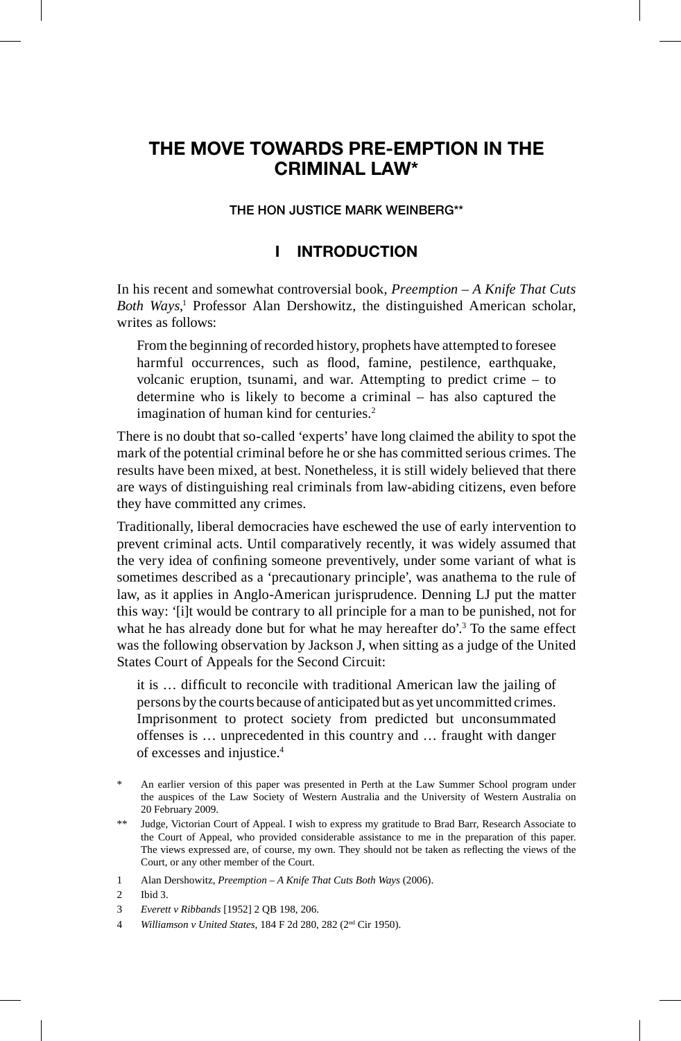# THE MOVE TOWARDS PRE-EMPTION IN THE CRIMINAL LAW*

THE HON JUSTICE MARK WEINBERG**

## I INTRODUCTION

In his recent and somewhat controversial book, *Preemption – A Knife That Cuts Both Ways*,[1] Professor Alan Dershowitz, the distinguished American scholar, writes as follows:

> From the beginning of recorded history, prophets have attempted to foresee harmful occurrences, such as flood, famine, pestilence, earthquake, volcanic eruption, tsunami, and war. Attempting to predict crime – to determine who is likely to become a criminal – has also captured the imagination of human kind for centuries.[2]

There is no doubt that so-called 'experts' have long claimed the ability to spot the mark of the potential criminal before he or she has committed serious crimes. The results have been mixed, at best. Nonetheless, it is still widely believed that there are ways of distinguishing real criminals from law-abiding citizens, even before they have committed any crimes.

Traditionally, liberal democracies have eschewed the use of early intervention to prevent criminal acts. Until comparatively recently, it was widely assumed that the very idea of confining someone preventively, under some variant of what is sometimes described as a 'precautionary principle', was anathema to the rule of law, as it applies in Anglo-American jurisprudence. Denning LJ put the matter this way: '[i]t would be contrary to all principle for a man to be punished, not for what he has already done but for what he may hereafter do'.[3] To the same effect was the following observation by Jackson J, when sitting as a judge of the United States Court of Appeals for the Second Circuit:

> it is … difficult to reconcile with traditional American law the jailing of persons by the courts because of anticipated but as yet uncommitted crimes. Imprisonment to protect society from predicted but unconsummated offenses is … unprecedented in this country and … fraught with danger of excesses and injustice.[4]

---

\* An earlier version of this paper was presented in Perth at the Law Summer School program under the auspices of the Law Society of Western Australia and the University of Western Australia on 20 February 2009.

\*\* Judge, Victorian Court of Appeal. I wish to express my gratitude to Brad Barr, Research Associate to the Court of Appeal, who provided considerable assistance to me in the preparation of this paper. The views expressed are, of course, my own. They should not be taken as reflecting the views of the Court, or any other member of the Court.

1 Alan Dershowitz, *Preemption – A Knife That Cuts Both Ways* (2006).

2 Ibid 3.

3 *Everett v Ribbands* [1952] 2 QB 198, 206.

4 *Williamson v United States*, 184 F 2d 280, 282 (2nd Cir 1950).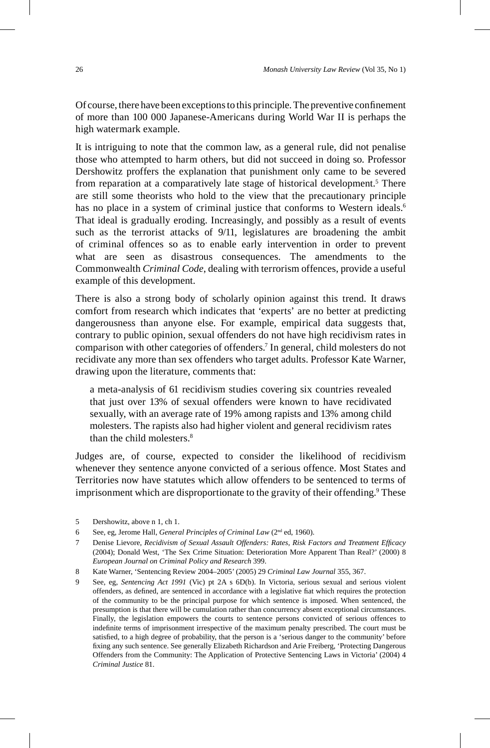Of course, there have been exceptions to this principle. The preventive confinement of more than 100 000 Japanese-Americans during World War II is perhaps the high watermark example.

It is intriguing to note that the common law, as a general rule, did not penalise those who attempted to harm others, but did not succeed in doing so. Professor Dershowitz proffers the explanation that punishment only came to be severed from reparation at a comparatively late stage of historical development.[5] There are still some theorists who hold to the view that the precautionary principle has no place in a system of criminal justice that conforms to Western ideals.[6] That ideal is gradually eroding. Increasingly, and possibly as a result of events such as the terrorist attacks of 9/11, legislatures are broadening the ambit of criminal offences so as to enable early intervention in order to prevent what are seen as disastrous consequences. The amendments to the Commonwealth *Criminal Code*, dealing with terrorism offences, provide a useful example of this development.

There is also a strong body of scholarly opinion against this trend. It draws comfort from research which indicates that 'experts' are no better at predicting dangerousness than anyone else. For example, empirical data suggests that, contrary to public opinion, sexual offenders do not have high recidivism rates in comparison with other categories of offenders.[7] In general, child molesters do not recidivate any more than sex offenders who target adults. Professor Kate Warner, drawing upon the literature, comments that:

> a meta-analysis of 61 recidivism studies covering six countries revealed that just over 13% of sexual offenders were known to have recidivated sexually, with an average rate of 19% among rapists and 13% among child molesters. The rapists also had higher violent and general recidivism rates than the child molesters.[8]

Judges are, of course, expected to consider the likelihood of recidivism whenever they sentence anyone convicted of a serious offence. Most States and Territories now have statutes which allow offenders to be sentenced to terms of imprisonment which are disproportionate to the gravity of their offending.[9] These

5 Dershowitz, above n 1, ch 1.

6 See, eg, Jerome Hall, *General Principles of Criminal Law* (2nd ed, 1960).

7 Denise Lievore, *Recidivism of Sexual Assault Offenders: Rates, Risk Factors and Treatment Efficacy* (2004); Donald West, 'The Sex Crime Situation: Deterioration More Apparent Than Real?' (2000) 8 *European Journal on Criminal Policy and Research* 399.

8 Kate Warner, 'Sentencing Review 2004–2005' (2005) 29 *Criminal Law Journal* 355, 367.

9 See, eg, *Sentencing Act 1991* (Vic) pt 2A s 6D(b). In Victoria, serious sexual and serious violent offenders, as defined, are sentenced in accordance with a legislative fiat which requires the protection of the community to be the principal purpose for which sentence is imposed. When sentenced, the presumption is that there will be cumulation rather than concurrency absent exceptional circumstances. Finally, the legislation empowers the courts to sentence persons convicted of serious offences to indefinite terms of imprisonment irrespective of the maximum penalty prescribed. The court must be satisfied, to a high degree of probability, that the person is a 'serious danger to the community' before fixing any such sentence. See generally Elizabeth Richardson and Arie Freiberg, 'Protecting Dangerous Offenders from the Community: The Application of Protective Sentencing Laws in Victoria' (2004) 4 *Criminal Justice* 81.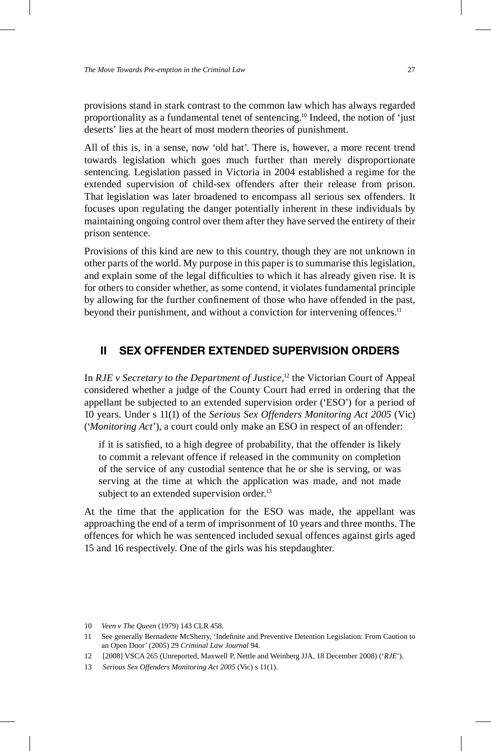provisions stand in stark contrast to the common law which has always regarded proportionality as a fundamental tenet of sentencing.[10] Indeed, the notion of 'just deserts' lies at the heart of most modern theories of punishment.

All of this is, in a sense, now 'old hat'. There is, however, a more recent trend towards legislation which goes much further than merely disproportionate sentencing. Legislation passed in Victoria in 2004 established a regime for the extended supervision of child-sex offenders after their release from prison. That legislation was later broadened to encompass all serious sex offenders. It focuses upon regulating the danger potentially inherent in these individuals by maintaining ongoing control over them after they have served the entirety of their prison sentence.

Provisions of this kind are new to this country, though they are not unknown in other parts of the world. My purpose in this paper is to summarise this legislation, and explain some of the legal difficulties to which it has already given rise. It is for others to consider whether, as some contend, it violates fundamental principle by allowing for the further confinement of those who have offended in the past, beyond their punishment, and without a conviction for intervening offences.[11]

## II SEX OFFENDER EXTENDED SUPERVISION ORDERS

In *RJE v Secretary to the Department of Justice*,[12] the Victorian Court of Appeal considered whether a judge of the County Court had erred in ordering that the appellant be subjected to an extended supervision order ('ESO') for a period of 10 years. Under s 11(1) of the *Serious Sex Offenders Monitoring Act 2005* (Vic) ('*Monitoring Act*'), a court could only make an ESO in respect of an offender:

> if it is satisfied, to a high degree of probability, that the offender is likely to commit a relevant offence if released in the community on completion of the service of any custodial sentence that he or she is serving, or was serving at the time at which the application was made, and not made subject to an extended supervision order.[13]

At the time that the application for the ESO was made, the appellant was approaching the end of a term of imprisonment of 10 years and three months. The offences for which he was sentenced included sexual offences against girls aged 15 and 16 respectively. One of the girls was his stepdaughter.

---

10 *Veen v The Queen* (1979) 143 CLR 458.

11 See generally Bernadette McSherry, 'Indefinite and Preventive Detention Legislation: From Caution to an Open Door' (2005) 29 *Criminal Law Journal* 94.

12 [2008] VSCA 265 (Unreported, Maxwell P, Nettle and Weinberg JJA, 18 December 2008) ('*RJE*').

13 *Serious Sex Offenders Monitoring Act 2005* (Vic) s 11(1).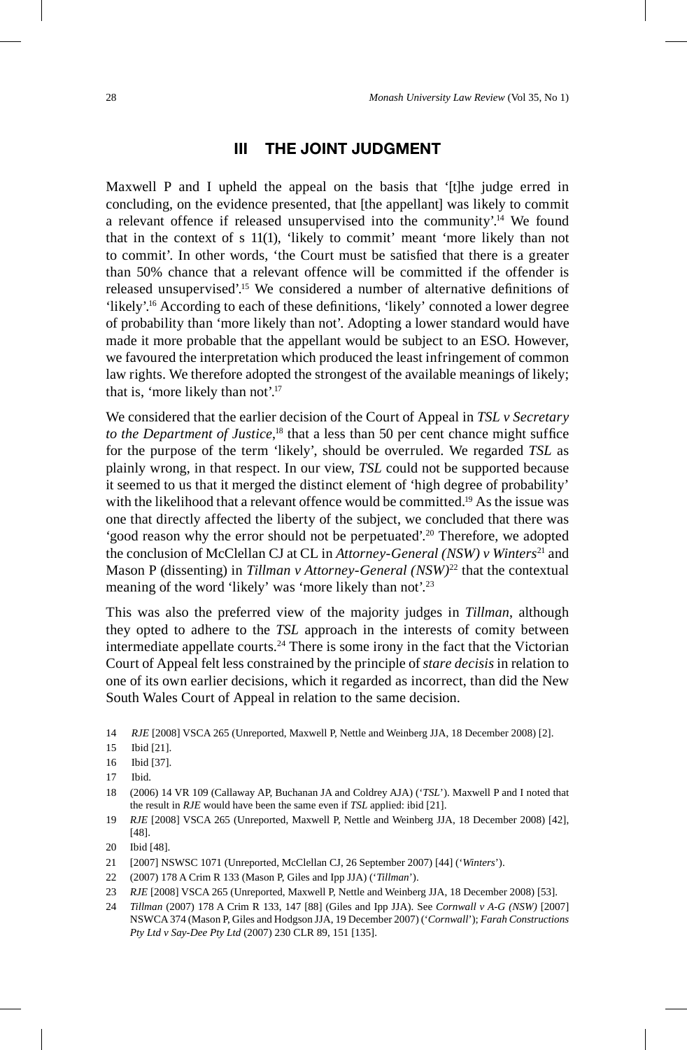## III THE JOINT JUDGMENT

Maxwell P and I upheld the appeal on the basis that '[t]he judge erred in concluding, on the evidence presented, that [the appellant] was likely to commit a relevant offence if released unsupervised into the community'.[14] We found that in the context of s 11(1), 'likely to commit' meant 'more likely than not to commit'. In other words, 'the Court must be satisfied that there is a greater than 50% chance that a relevant offence will be committed if the offender is released unsupervised'.[15] We considered a number of alternative definitions of 'likely'.[16] According to each of these definitions, 'likely' connoted a lower degree of probability than 'more likely than not'. Adopting a lower standard would have made it more probable that the appellant would be subject to an ESO. However, we favoured the interpretation which produced the least infringement of common law rights. We therefore adopted the strongest of the available meanings of likely; that is, 'more likely than not'.[17]

We considered that the earlier decision of the Court of Appeal in *TSL v Secretary to the Department of Justice*,[18] that a less than 50 per cent chance might suffice for the purpose of the term 'likely', should be overruled. We regarded *TSL* as plainly wrong, in that respect. In our view, *TSL* could not be supported because it seemed to us that it merged the distinct element of 'high degree of probability' with the likelihood that a relevant offence would be committed.[19] As the issue was one that directly affected the liberty of the subject, we concluded that there was 'good reason why the error should not be perpetuated'.[20] Therefore, we adopted the conclusion of McClellan CJ at CL in *Attorney-General (NSW) v Winters*[21] and Mason P (dissenting) in *Tillman v Attorney-General (NSW)*[22] that the contextual meaning of the word 'likely' was 'more likely than not'.[23]

This was also the preferred view of the majority judges in *Tillman*, although they opted to adhere to the *TSL* approach in the interests of comity between intermediate appellate courts.[24] There is some irony in the fact that the Victorian Court of Appeal felt less constrained by the principle of *stare decisis* in relation to one of its own earlier decisions, which it regarded as incorrect, than did the New South Wales Court of Appeal in relation to the same decision.

14 *RJE* [2008] VSCA 265 (Unreported, Maxwell P, Nettle and Weinberg JJA, 18 December 2008) [2].

15 Ibid [21].

16 Ibid [37].

17 Ibid.

18 (2006) 14 VR 109 (Callaway AP, Buchanan JA and Coldrey AJA) ('*TSL*'). Maxwell P and I noted that the result in *RJE* would have been the same even if *TSL* applied: ibid [21].

19 *RJE* [2008] VSCA 265 (Unreported, Maxwell P, Nettle and Weinberg JJA, 18 December 2008) [42], [48].

20 Ibid [48].

21 [2007] NSWSC 1071 (Unreported, McClellan CJ, 26 September 2007) [44] ('*Winters*').

22 (2007) 178 A Crim R 133 (Mason P, Giles and Ipp JJA) ('*Tillman*').

23 *RJE* [2008] VSCA 265 (Unreported, Maxwell P, Nettle and Weinberg JJA, 18 December 2008) [53].

24 *Tillman* (2007) 178 A Crim R 133, 147 [88] (Giles and Ipp JJA). See *Cornwall v A-G (NSW)* [2007] NSWCA 374 (Mason P, Giles and Hodgson JJA, 19 December 2007) ('*Cornwall*'); *Farah Constructions Pty Ltd v Say-Dee Pty Ltd* (2007) 230 CLR 89, 151 [135].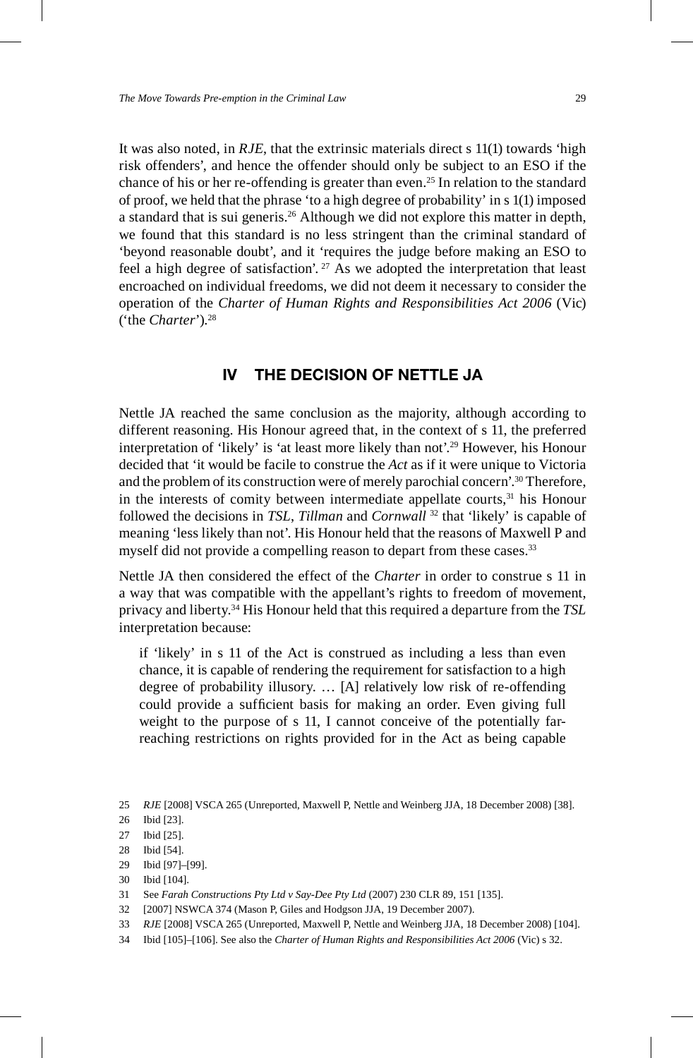It was also noted, in *RJE*, that the extrinsic materials direct s 11(1) towards 'high risk offenders', and hence the offender should only be subject to an ESO if the chance of his or her re-offending is greater than even.[25] In relation to the standard of proof, we held that the phrase 'to a high degree of probability' in s 1(1) imposed a standard that is sui generis.[26] Although we did not explore this matter in depth, we found that this standard is no less stringent than the criminal standard of 'beyond reasonable doubt', and it 'requires the judge before making an ESO to feel a high degree of satisfaction'.[27] As we adopted the interpretation that least encroached on individual freedoms, we did not deem it necessary to consider the operation of the *Charter of Human Rights and Responsibilities Act 2006* (Vic) ('the *Charter*').[28]

## IV THE DECISION OF NETTLE JA

Nettle JA reached the same conclusion as the majority, although according to different reasoning. His Honour agreed that, in the context of s 11, the preferred interpretation of 'likely' is 'at least more likely than not'.[29] However, his Honour decided that 'it would be facile to construe the *Act* as if it were unique to Victoria and the problem of its construction were of merely parochial concern'.[30] Therefore, in the interests of comity between intermediate appellate courts,[31] his Honour followed the decisions in *TSL*, *Tillman* and *Cornwall*[32] that 'likely' is capable of meaning 'less likely than not'. His Honour held that the reasons of Maxwell P and myself did not provide a compelling reason to depart from these cases.[33]

Nettle JA then considered the effect of the *Charter* in order to construe s 11 in a way that was compatible with the appellant's rights to freedom of movement, privacy and liberty.[34] His Honour held that this required a departure from the *TSL* interpretation because:

> if 'likely' in s 11 of the Act is construed as including a less than even chance, it is capable of rendering the requirement for satisfaction to a high degree of probability illusory. … [A] relatively low risk of re-offending could provide a sufficient basis for making an order. Even giving full weight to the purpose of s 11, I cannot conceive of the potentially far-reaching restrictions on rights provided for in the Act as being capable

25 *RJE* [2008] VSCA 265 (Unreported, Maxwell P, Nettle and Weinberg JJA, 18 December 2008) [38].

26 Ibid [23].

27 Ibid [25].

28 Ibid [54].

29 Ibid [97]–[99].

30 Ibid [104].

31 See *Farah Constructions Pty Ltd v Say-Dee Pty Ltd* (2007) 230 CLR 89, 151 [135].

32 [2007] NSWCA 374 (Mason P, Giles and Hodgson JJA, 19 December 2007).

33 *RJE* [2008] VSCA 265 (Unreported, Maxwell P, Nettle and Weinberg JJA, 18 December 2008) [104].

34 Ibid [105]–[106]. See also the *Charter of Human Rights and Responsibilities Act 2006* (Vic) s 32.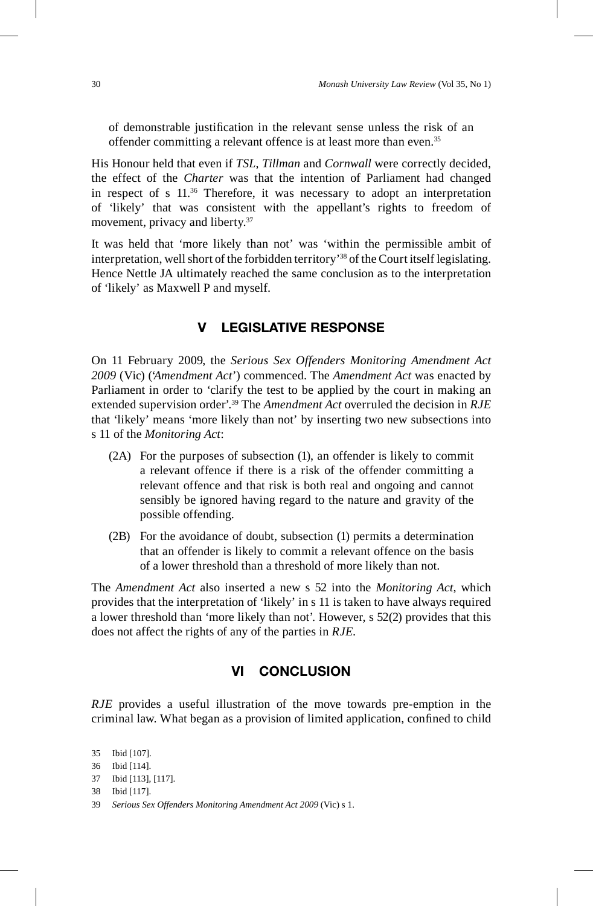> of demonstrable justification in the relevant sense unless the risk of an offender committing a relevant offence is at least more than even.[35]

His Honour held that even if *TSL*, *Tillman* and *Cornwall* were correctly decided, the effect of the *Charter* was that the intention of Parliament had changed in respect of s 11.[36] Therefore, it was necessary to adopt an interpretation of 'likely' that was consistent with the appellant's rights to freedom of movement, privacy and liberty.[37]

It was held that 'more likely than not' was 'within the permissible ambit of interpretation, well short of the forbidden territory'[38] of the Court itself legislating. Hence Nettle JA ultimately reached the same conclusion as to the interpretation of 'likely' as Maxwell P and myself.

## V LEGISLATIVE RESPONSE

On 11 February 2009, the *Serious Sex Offenders Monitoring Amendment Act 2009* (Vic) ('*Amendment Act*') commenced. The *Amendment Act* was enacted by Parliament in order to 'clarify the test to be applied by the court in making an extended supervision order'.[39] The *Amendment Act* overruled the decision in *RJE* that 'likely' means 'more likely than not' by inserting two new subsections into s 11 of the *Monitoring Act*:

> (2A) For the purposes of subsection (1), an offender is likely to commit a relevant offence if there is a risk of the offender committing a relevant offence and that risk is both real and ongoing and cannot sensibly be ignored having regard to the nature and gravity of the possible offending.
>
> (2B) For the avoidance of doubt, subsection (1) permits a determination that an offender is likely to commit a relevant offence on the basis of a lower threshold than a threshold of more likely than not.

The *Amendment Act* also inserted a new s 52 into the *Monitoring Act*, which provides that the interpretation of 'likely' in s 11 is taken to have always required a lower threshold than 'more likely than not'. However, s 52(2) provides that this does not affect the rights of any of the parties in *RJE*.

## VI CONCLUSION

*RJE* provides a useful illustration of the move towards pre-emption in the criminal law. What began as a provision of limited application, confined to child

35 Ibid [107].

36 Ibid [114].

37 Ibid [113], [117].

38 Ibid [117].

39 *Serious Sex Offenders Monitoring Amendment Act 2009* (Vic) s 1.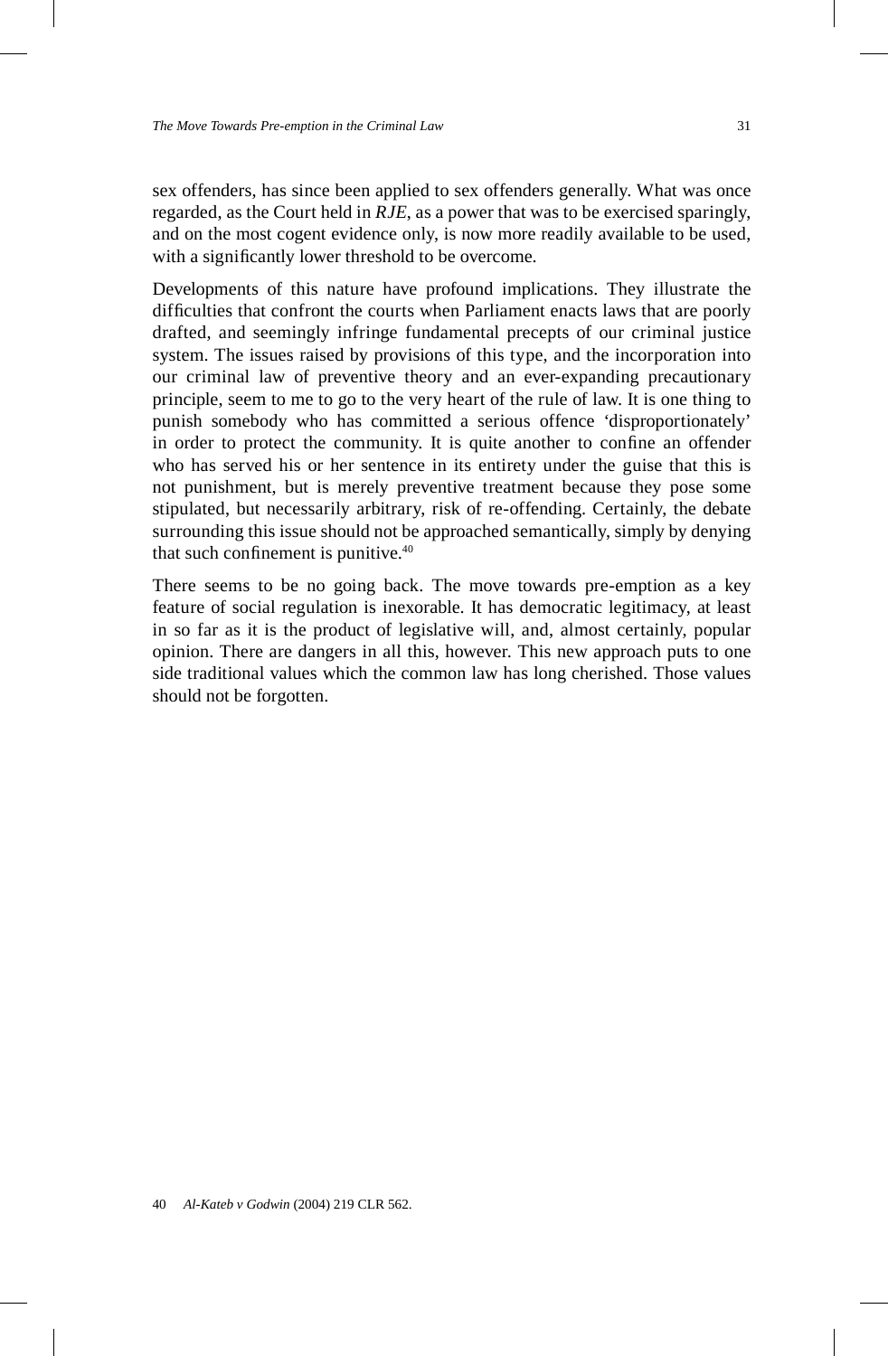sex offenders, has since been applied to sex offenders generally. What was once regarded, as the Court held in *RJE*, as a power that was to be exercised sparingly, and on the most cogent evidence only, is now more readily available to be used, with a significantly lower threshold to be overcome.

Developments of this nature have profound implications. They illustrate the difficulties that confront the courts when Parliament enacts laws that are poorly drafted, and seemingly infringe fundamental precepts of our criminal justice system. The issues raised by provisions of this type, and the incorporation into our criminal law of preventive theory and an ever-expanding precautionary principle, seem to me to go to the very heart of the rule of law. It is one thing to punish somebody who has committed a serious offence 'disproportionately' in order to protect the community. It is quite another to confine an offender who has served his or her sentence in its entirety under the guise that this is not punishment, but is merely preventive treatment because they pose some stipulated, but necessarily arbitrary, risk of re-offending. Certainly, the debate surrounding this issue should not be approached semantically, simply by denying that such confinement is punitive.[40]

There seems to be no going back. The move towards pre-emption as a key feature of social regulation is inexorable. It has democratic legitimacy, at least in so far as it is the product of legislative will, and, almost certainly, popular opinion. There are dangers in all this, however. This new approach puts to one side traditional values which the common law has long cherished. Those values should not be forgotten.

40 *Al-Kateb v Godwin* (2004) 219 CLR 562.